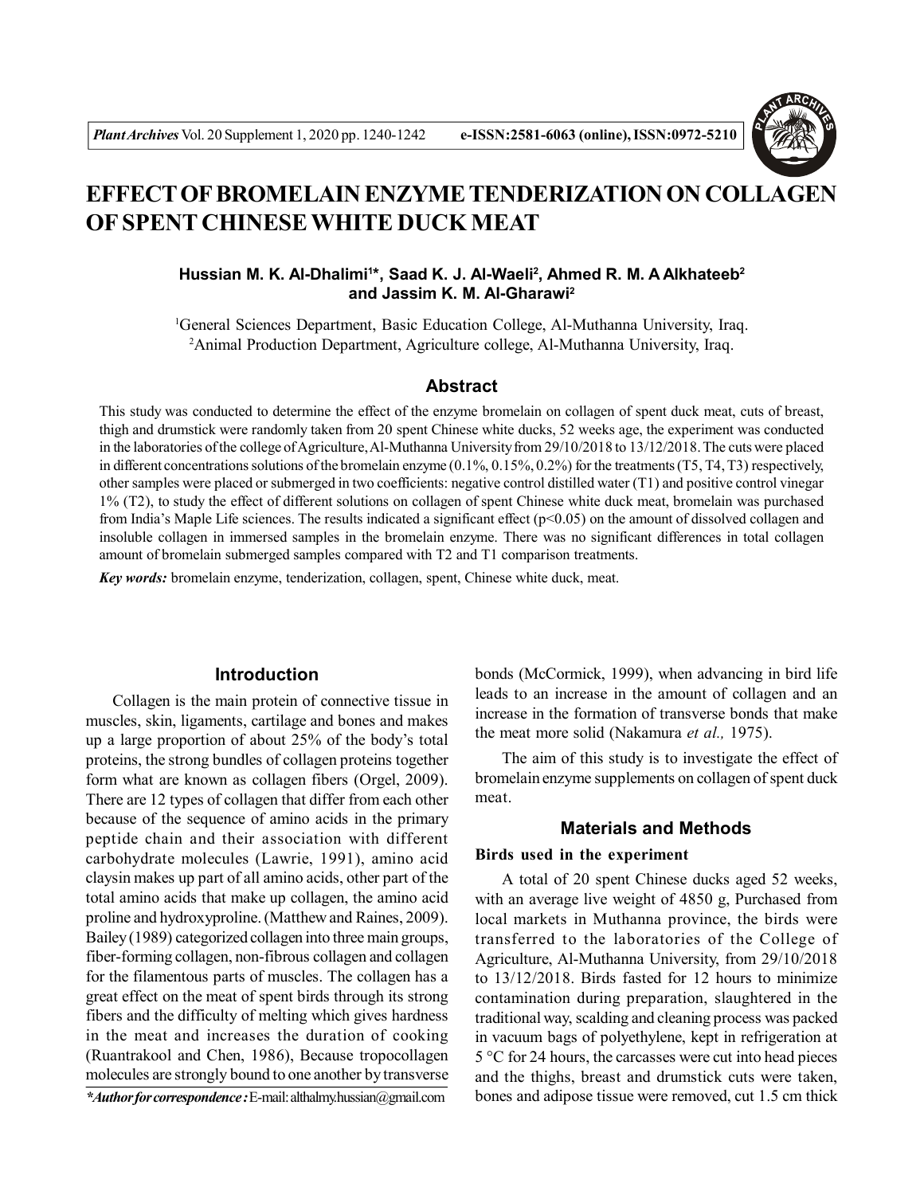# EFFECT OF BROMELAIN ENZYME TENDERIZATION ON COLLAGEN OF SPENT CHINESE WHITE DUCK MEAT

**Hussian M. K. Al-Dhalimi[1]\*, Saad K. J. Al-Waeli[2], Ahmed R. M. A Alkhateeb[2] and Jassim K. M. Al-Gharawi[2]**

[1]General Sciences Department, Basic Education College, Al-Muthanna University, Iraq.
[2]Animal Production Department, Agriculture college, Al-Muthanna University, Iraq.

## Abstract

This study was conducted to determine the effect of the enzyme bromelain on collagen of spent duck meat, cuts of breast, thigh and drumstick were randomly taken from 20 spent Chinese white ducks, 52 weeks age, the experiment was conducted in the laboratories of the college of Agriculture, Al-Muthanna University from 29/10/2018 to 13/12/2018. The cuts were placed in different concentrations solutions of the bromelain enzyme (0.1%, 0.15%, 0.2%) for the treatments (T5, T4, T3) respectively, other samples were placed or submerged in two coefficients: negative control distilled water (T1) and positive control vinegar 1% (T2), to study the effect of different solutions on collagen of spent Chinese white duck meat, bromelain was purchased from India's Maple Life sciences. The results indicated a significant effect ($p<0.05$) on the amount of dissolved collagen and insoluble collagen in immersed samples in the bromelain enzyme. There was no significant differences in total collagen amount of bromelain submerged samples compared with T2 and T1 comparison treatments.

***Key words:*** bromelain enzyme, tenderization, collagen, spent, Chinese white duck, meat.

## Introduction

Collagen is the main protein of connective tissue in muscles, skin, ligaments, cartilage and bones and makes up a large proportion of about 25% of the body's total proteins, the strong bundles of collagen proteins together form what are known as collagen fibers (Orgel, 2009). There are 12 types of collagen that differ from each other because of the sequence of amino acids in the primary peptide chain and their association with different carbohydrate molecules (Lawrie, 1991), amino acid claysin makes up part of all amino acids, other part of the total amino acids that make up collagen, the amino acid proline and hydroxyproline. (Matthew and Raines, 2009). Bailey (1989) categorized collagen into three main groups, fiber-forming collagen, non-fibrous collagen and collagen for the filamentous parts of muscles. The collagen has a great effect on the meat of spent birds through its strong fibers and the difficulty of melting which gives hardness in the meat and increases the duration of cooking (Ruantrakool and Chen, 1986), Because tropocollagen molecules are strongly bound to one another by transverse bonds (McCormick, 1999), when advancing in bird life leads to an increase in the amount of collagen and an increase in the formation of transverse bonds that make the meat more solid (Nakamura *et al.,* 1975).

The aim of this study is to investigate the effect of bromelain enzyme supplements on collagen of spent duck meat.

\**Author for correspondence :* E-mail: althalmy.hussian@gmail.com

## Materials and Methods

### Birds used in the experiment

A total of 20 spent Chinese ducks aged 52 weeks, with an average live weight of 4850 g, Purchased from local markets in Muthanna province, the birds were transferred to the laboratories of the College of Agriculture, Al-Muthanna University, from 29/10/2018 to 13/12/2018. Birds fasted for 12 hours to minimize contamination during preparation, slaughtered in the traditional way, scalding and cleaning process was packed in vacuum bags of polyethylene, kept in refrigeration at 5 °C for 24 hours, the carcasses were cut into head pieces and the thighs, breast and drumstick cuts were taken, bones and adipose tissue were removed, cut 1.5 cm thick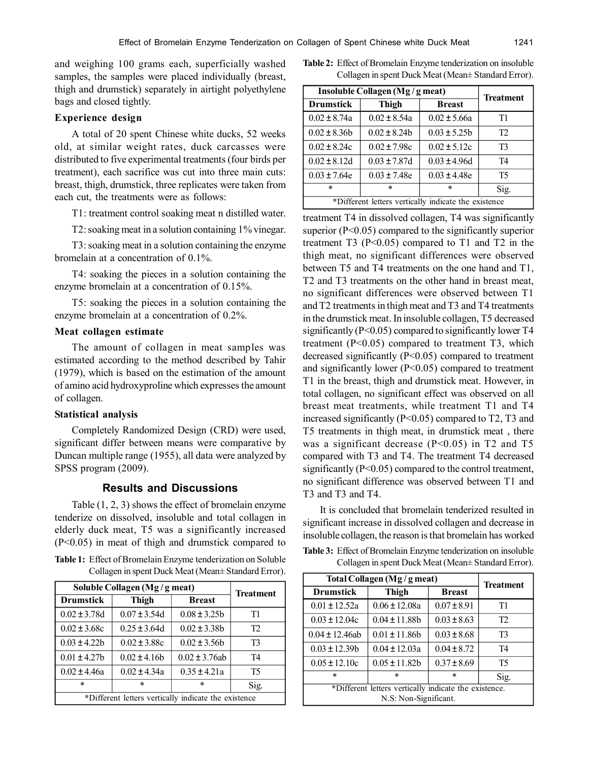and weighing 100 grams each, superficially washed samples, the samples were placed individually (breast, thigh and drumstick) separately in airtight polyethylene bags and closed tightly.

### Experience design

A total of 20 spent Chinese white ducks, 52 weeks old, at similar weight rates, duck carcasses were distributed to five experimental treatments (four birds per treatment), each sacrifice was cut into three main cuts: breast, thigh, drumstick, three replicates were taken from each cut, the treatments were as follows:

T1: treatment control soaking meat n distilled water.

T2: soaking meat in a solution containing 1% vinegar.

T3: soaking meat in a solution containing the enzyme bromelain at a concentration of 0.1%.

T4: soaking the pieces in a solution containing the enzyme bromelain at a concentration of 0.15%.

T5: soaking the pieces in a solution containing the enzyme bromelain at a concentration of 0.2%.

### Meat collagen estimate

The amount of collagen in meat samples was estimated according to the method described by Tahir (1979), which is based on the estimation of the amount of amino acid hydroxyproline which expresses the amount of collagen.

### Statistical analysis

Completely Randomized Design (CRD) were used, significant differ between means were comparative by Duncan multiple range (1955), all data were analyzed by SPSS program (2009).

## Results and Discussions

Table (1, 2, 3) shows the effect of bromelain enzyme tenderize on dissolved, insoluble and total collagen in elderly duck meat, T5 was a significantly increased ($P<0.05$) in meat of thigh and drumstick compared to treatment T4 in dissolved collagen, T4 was significantly superior ($P<0.05$) compared to the significantly superior treatment T3 ($P<0.05$) compared to T1 and T2 in the thigh meat, no significant differences were observed between T5 and T4 treatments on the one hand and T1, T2 and T3 treatments on the other hand in breast meat, no significant differences were observed between T1 and T2 treatments in thigh meat and T3 and T4 treatments in the drumstick meat. In insoluble collagen, T5 decreased significantly ($P<0.05$) compared to significantly lower T4 treatment ($P<0.05$) compared to treatment T3, which decreased significantly ($P<0.05$) compared to treatment and significantly lower ($P<0.05$) compared to treatment T1 in the breast, thigh and drumstick meat. However, in total collagen, no significant effect was observed on all breast meat treatments, while treatment T1 and T4 increased significantly ($P<0.05$) compared to T2, T3 and T5 treatments in thigh meat, in drumstick meat , there was a significant decrease ($P<0.05$) in T2 and T5 compared with T3 and T4. The treatment T4 decreased significantly ($P<0.05$) compared to the control treatment, no significant difference was observed between T1 and T3 and T3 and T4.

It is concluded that bromelain tenderized resulted in significant increase in dissolved collagen and decrease in insoluble collagen, the reason is that bromelain has worked

**Table 1:** Effect of Bromelain Enzyme tenderization on Soluble Collagen in spent Duck Meat (Mean± Standard Error).

| Soluble Collagen (Mg / g meat) | | | Treatment |
|---|---|---|---|
| Drumstick | Thigh | Breast | |
| 0.02 ± 3.78d | 0.07 ± 3.54d | 0.08 ± 3.25b | T1 |
| 0.02 ± 3.68c | 0.25 ± 3.64d | 0.02 ± 3.38b | T2 |
| 0.03 ± 4.22b | 0.02 ± 3.88c | 0.02 ± 3.56b | T3 |
| 0.01 ± 4.27b | 0.02 ± 4.16b | 0.02 ± 3.76ab | T4 |
| 0.02 ± 4.46a | 0.02 ± 4.34a | 0.35 ± 4.21a | T5 |
| * | * | * | Sig. |

*Different letters vertically indicate the existence

**Table 2:** Effect of Bromelain Enzyme tenderization on insoluble Collagen in spent Duck Meat (Mean± Standard Error).

| Insoluble Collagen (Mg / g meat) | | | Treatment |
|---|---|---|---|
| Drumstick | Thigh | Breast | |
| 0.02 ± 8.74a | 0.02 ± 8.54a | 0.02 ± 5.66a | T1 |
| 0.02 ± 8.36b | 0.02 ± 8.24b | 0.03 ± 5.25b | T2 |
| 0.02 ± 8.24c | 0.02 ± 7.98c | 0.02 ± 5.12c | T3 |
| 0.02 ± 8.12d | 0.03 ± 7.87d | 0.03 ± 4.96d | T4 |
| 0.03 ± 7.64e | 0.03 ± 7.48e | 0.03 ± 4.48e | T5 |
| * | * | * | Sig. |

*Different letters vertically indicate the existence

**Table 3:** Effect of Bromelain Enzyme tenderization on insoluble Collagen in spent Duck Meat (Mean± Standard Error).

| Total Collagen (Mg / g meat) | | | Treatment |
|---|---|---|---|
| Drumstick | Thigh | Breast | |
| 0.01 ± 12.52a | 0.06 ± 12.08a | 0.07 ± 8.91 | T1 |
| 0.03 ± 12.04c | 0.04 ± 11.88b | 0.03 ± 8.63 | T2 |
| 0.04 ± 12.46ab | 0.01 ± 11.86b | 0.03 ± 8.68 | T3 |
| 0.03 ± 12.39b | 0.04 ± 12.03a | 0.04 ± 8.72 | T4 |
| 0.05 ± 12.10c | 0.05 ± 11.82b | 0.37 ± 8.69 | T5 |
| * | * | * | Sig. |

*Different letters vertically indicate the existence.
N.S: Non-Significant.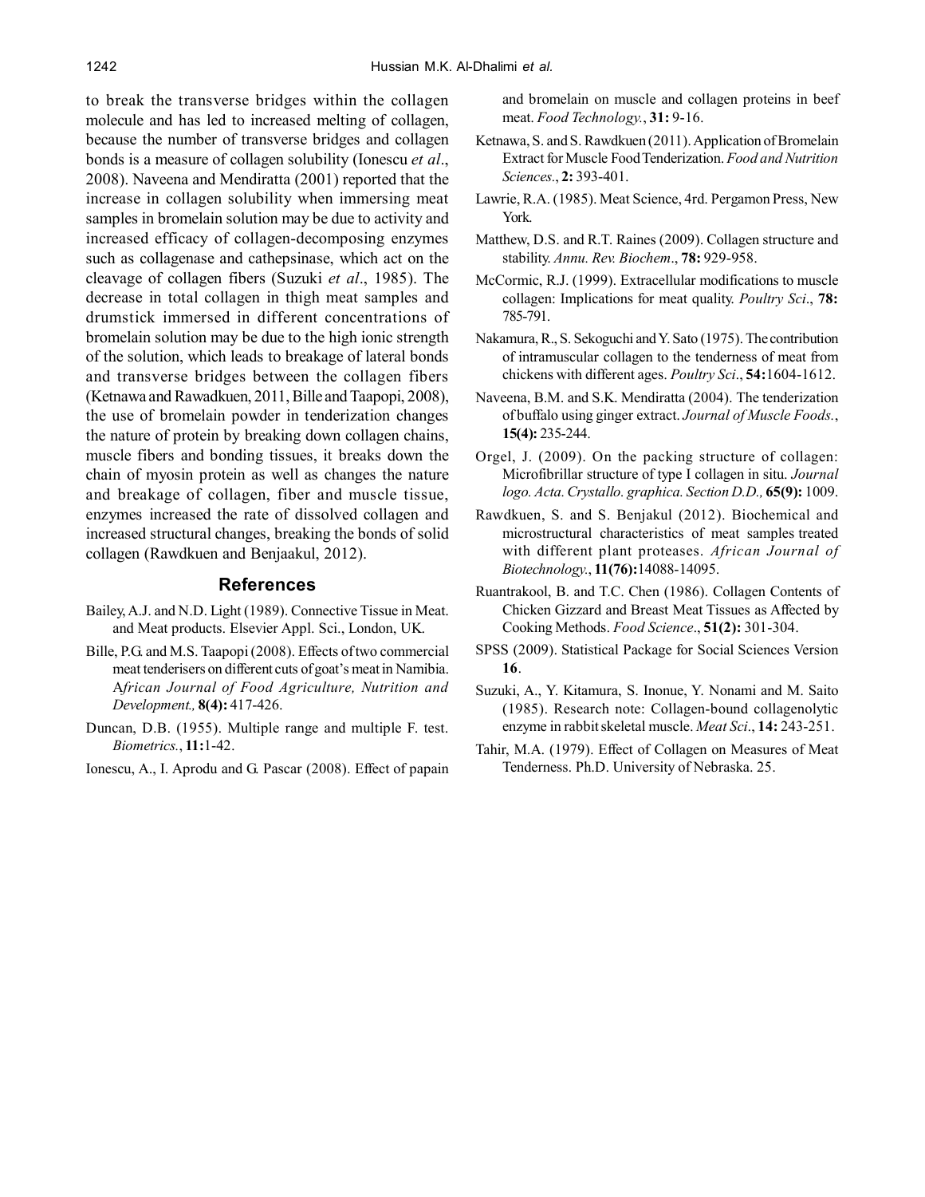to break the transverse bridges within the collagen molecule and has led to increased melting of collagen, because the number of transverse bridges and collagen bonds is a measure of collagen solubility (Ionescu *et al*., 2008). Naveena and Mendiratta (2001) reported that the increase in collagen solubility when immersing meat samples in bromelain solution may be due to activity and increased efficacy of collagen-decomposing enzymes such as collagenase and cathepsinase, which act on the cleavage of collagen fibers (Suzuki *et al*., 1985). The decrease in total collagen in thigh meat samples and drumstick immersed in different concentrations of bromelain solution may be due to the high ionic strength of the solution, which leads to breakage of lateral bonds and transverse bridges between the collagen fibers (Ketnawa and Rawadkuen, 2011, Bille and Taapopi, 2008), the use of bromelain powder in tenderization changes the nature of protein by breaking down collagen chains, muscle fibers and bonding tissues, it breaks down the chain of myosin protein as well as changes the nature and breakage of collagen, fiber and muscle tissue, enzymes increased the rate of dissolved collagen and increased structural changes, breaking the bonds of solid collagen (Rawdkuen and Benjaakul, 2012).

## References

Bailey, A.J. and N.D. Light (1989). Connective Tissue in Meat. and Meat products. Elsevier Appl. Sci., London, UK.

Bille, P.G. and M.S. Taapopi (2008). Effects of two commercial meat tenderisers on different cuts of goat's meat in Namibia. *African Journal of Food Agriculture, Nutrition and Development.,* **8(4):** 417-426.

Duncan, D.B. (1955). Multiple range and multiple F. test. *Biometrics.*, **11:**1-42.

Ionescu, A., I. Aprodu and G. Pascar (2008). Effect of papain and bromelain on muscle and collagen proteins in beef meat. *Food Technology.*, **31:** 9-16.

Ketnawa, S. and S. Rawdkuen (2011). Application of Bromelain Extract for Muscle Food Tenderization. *Food and Nutrition Sciences.*, **2:** 393-401.

Lawrie, R.A. (1985). Meat Science, 4rd. Pergamon Press, New York.

Matthew, D.S. and R.T. Raines (2009). Collagen structure and stability. *Annu. Rev. Biochem*., **78:** 929-958.

McCormic, R.J. (1999). Extracellular modifications to muscle collagen: Implications for meat quality. *Poultry Sci*., **78:** 785-791.

Nakamura, R., S. Sekoguchi and Y. Sato (1975). The contribution of intramuscular collagen to the tenderness of meat from chickens with different ages. *Poultry Sci*., **54:**1604-1612.

Naveena, B.M. and S.K. Mendiratta (2004). The tenderization of buffalo using ginger extract. *Journal of Muscle Foods.*, **15(4):** 235-244.

Orgel, J. (2009). On the packing structure of collagen: Microfibrillar structure of type I collagen in situ. *Journal logo. Acta. Crystallo. graphica. Section D.D.,* **65(9):** 1009.

Rawdkuen, S. and S. Benjakul (2012). Biochemical and microstructural characteristics of meat samples treated with different plant proteases. *African Journal of Biotechnology.*, **11(76):**14088-14095.

Ruantrakool, B. and T.C. Chen (1986). Collagen Contents of Chicken Gizzard and Breast Meat Tissues as Affected by Cooking Methods. *Food Science*., **51(2):** 301-304.

SPSS (2009). Statistical Package for Social Sciences Version **16**.

Suzuki, A., Y. Kitamura, S. Inonue, Y. Nonami and M. Saito (1985). Research note: Collagen-bound collagenolytic enzyme in rabbit skeletal muscle. *Meat Sci*., **14:** 243-251.

Tahir, M.A. (1979). Effect of Collagen on Measures of Meat Tenderness. Ph.D. University of Nebraska. 25.